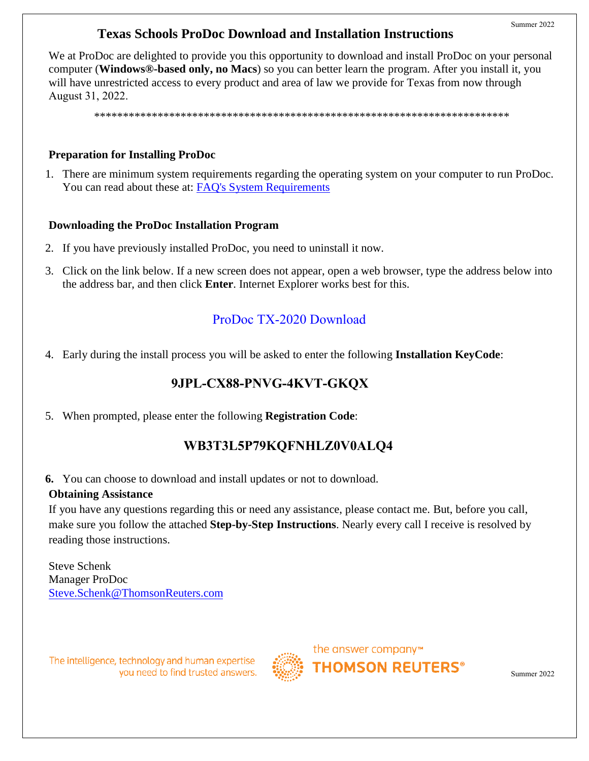# Texas Schools ProDoc Download and Installation Instructions

We at ProDoc are delighted to provide you this opportunity to download and install ProDoc on your personal computer (**Windows®-based only, no Macs**) so you can better learn the program. After you install it, you will have unrestricted access to every product and area of law we provide for Texas from now through August 31, 2022.

**************************************************************************

### Preparation for Installing ProDoc

1. There are minimum system requirements regarding the operating system on your computer to run ProDoc. You can read about these at: [FAQ's System Requirements]

### Downloading the ProDoc Installation Program

2. If you have previously installed ProDoc, you need to uninstall it now.
3. Click on the link below. If a new screen does not appear, open a web browser, type the address below into the address bar, and then click **Enter**. Internet Explorer works best for this.

ProDoc TX-2020 Download

4. Early during the install process you will be asked to enter the following **Installation KeyCode**:

**9JPL-CX88-PNVG-4KVT-GKQX**

5. When prompted, please enter the following **Registration Code**:

**WB3T3L5P79KQFNHLZ0V0ALQ4**

**6.** You can choose to download and install updates or not to download.

### Obtaining Assistance

If you have any questions regarding this or need any assistance, please contact me. But, before you call, make sure you follow the attached **Step-by-Step Instructions**. Nearly every call I receive is resolved by reading those instructions.

Steve Schenk
Manager ProDoc
Steve.Schenk@ThomsonReuters.com

The intelligence, technology and human expertise you need to find trusted answers.

the answer company™
THOMSON REUTERS®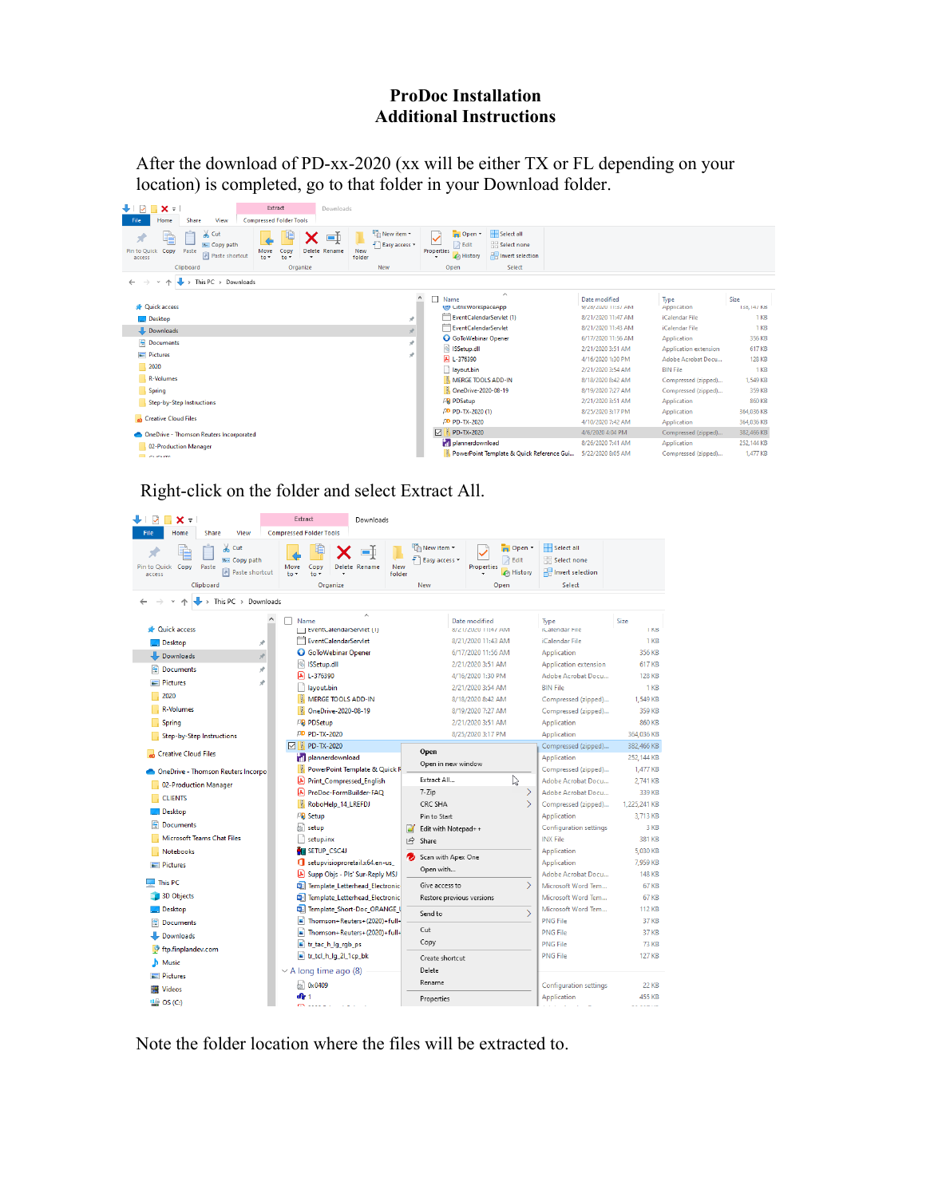# ProDoc Installation
# Additional Instructions

After the download of PD-xx-2020 (xx will be either TX or FL depending on your location) is completed, go to that folder in your Download folder.

Right-click on the folder and select Extract All.

Note the folder location where the files will be extracted to.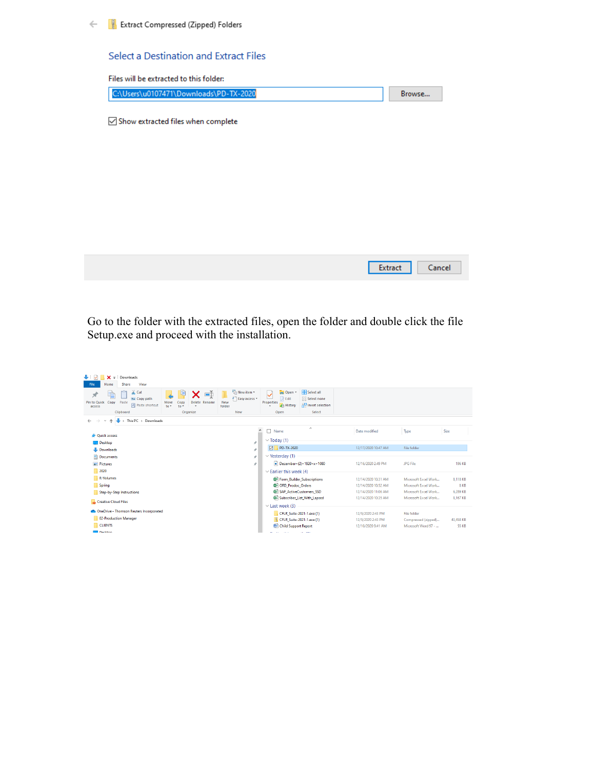Extract Compressed (Zipped) Folders

Select a Destination and Extract Files

Files will be extracted to this folder:

C:\Users\u0107471\Downloads\PD-TX-2020

Browse...

Show extracted files when complete

Extract Cancel

Go to the folder with the extracted files, open the folder and double click the file Setup.exe and proceed with the installation.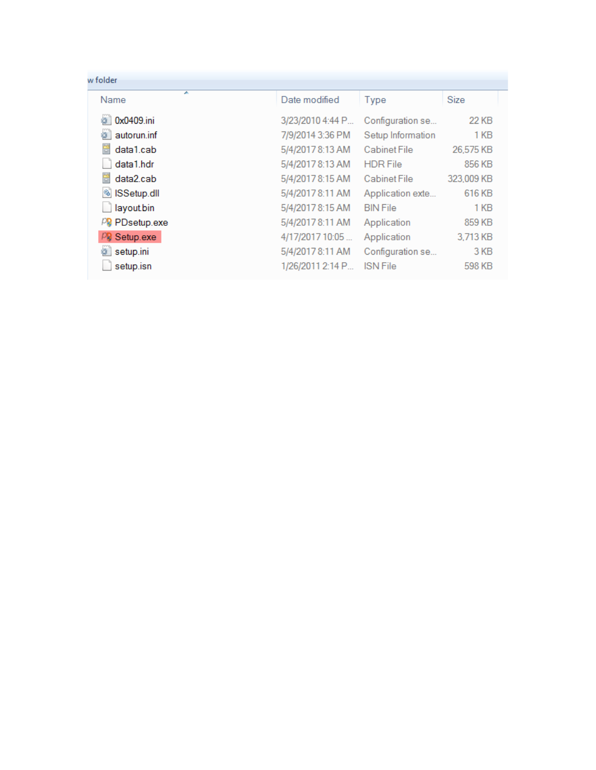w folder

| Name | Date modified | Type | Size |
|---|---|---|---|
| 0x0409.ini | 3/23/2010 4:44 P... | Configuration se... | 22 KB |
| autorun.inf | 7/9/2014 3:36 PM | Setup Information | 1 KB |
| data1.cab | 5/4/2017 8:13 AM | Cabinet File | 26,575 KB |
| data1.hdr | 5/4/2017 8:13 AM | HDR File | 856 KB |
| data2.cab | 5/4/2017 8:15 AM | Cabinet File | 323,009 KB |
| ISSetup.dll | 5/4/2017 8:11 AM | Application exte... | 616 KB |
| layout.bin | 5/4/2017 8:15 AM | BIN File | 1 KB |
| PDsetup.exe | 5/4/2017 8:11 AM | Application | 859 KB |
| Setup.exe | 4/17/2017 10:05 ... | Application | 3,713 KB |
| setup.ini | 5/4/2017 8:11 AM | Configuration se... | 3 KB |
| setup.isn | 1/26/2011 2:14 P... | ISN File | 598 KB |